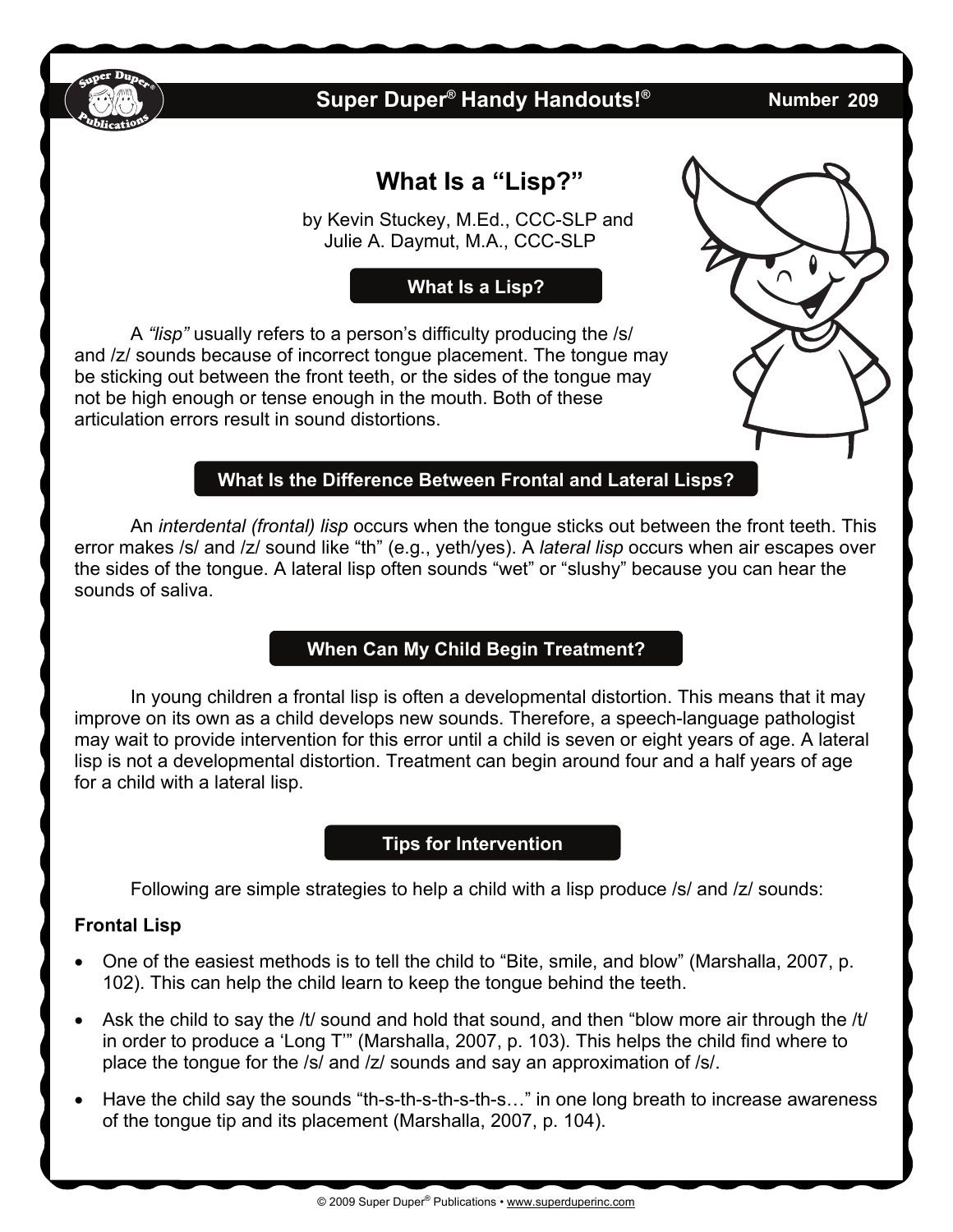Super Duper® Handy Handouts!® Number 209

# What Is a "Lisp?"

by Kevin Stuckey, M.Ed., CCC-SLP and Julie A. Daymut, M.A., CCC-SLP

## What Is a Lisp?

A *"lisp"* usually refers to a person's difficulty producing the /s/ and /z/ sounds because of incorrect tongue placement. The tongue may be sticking out between the front teeth, or the sides of the tongue may not be high enough or tense enough in the mouth. Both of these articulation errors result in sound distortions.

## What Is the Difference Between Frontal and Lateral Lisps?

An *interdental (frontal) lisp* occurs when the tongue sticks out between the front teeth. This error makes /s/ and /z/ sound like "th" (e.g., yeth/yes). A *lateral lisp* occurs when air escapes over the sides of the tongue. A lateral lisp often sounds "wet" or "slushy" because you can hear the sounds of saliva.

## When Can My Child Begin Treatment?

In young children a frontal lisp is often a developmental distortion. This means that it may improve on its own as a child develops new sounds. Therefore, a speech-language pathologist may wait to provide intervention for this error until a child is seven or eight years of age. A lateral lisp is not a developmental distortion. Treatment can begin around four and a half years of age for a child with a lateral lisp.

## Tips for Intervention

Following are simple strategies to help a child with a lisp produce /s/ and /z/ sounds:

**Frontal Lisp**

- One of the easiest methods is to tell the child to "Bite, smile, and blow" (Marshalla, 2007, p. 102). This can help the child learn to keep the tongue behind the teeth.
- Ask the child to say the /t/ sound and hold that sound, and then "blow more air through the /t/ in order to produce a 'Long T'" (Marshalla, 2007, p. 103). This helps the child find where to place the tongue for the /s/ and /z/ sounds and say an approximation of /s/.
- Have the child say the sounds "th-s-th-s-th-s-th-s…" in one long breath to increase awareness of the tongue tip and its placement (Marshalla, 2007, p. 104).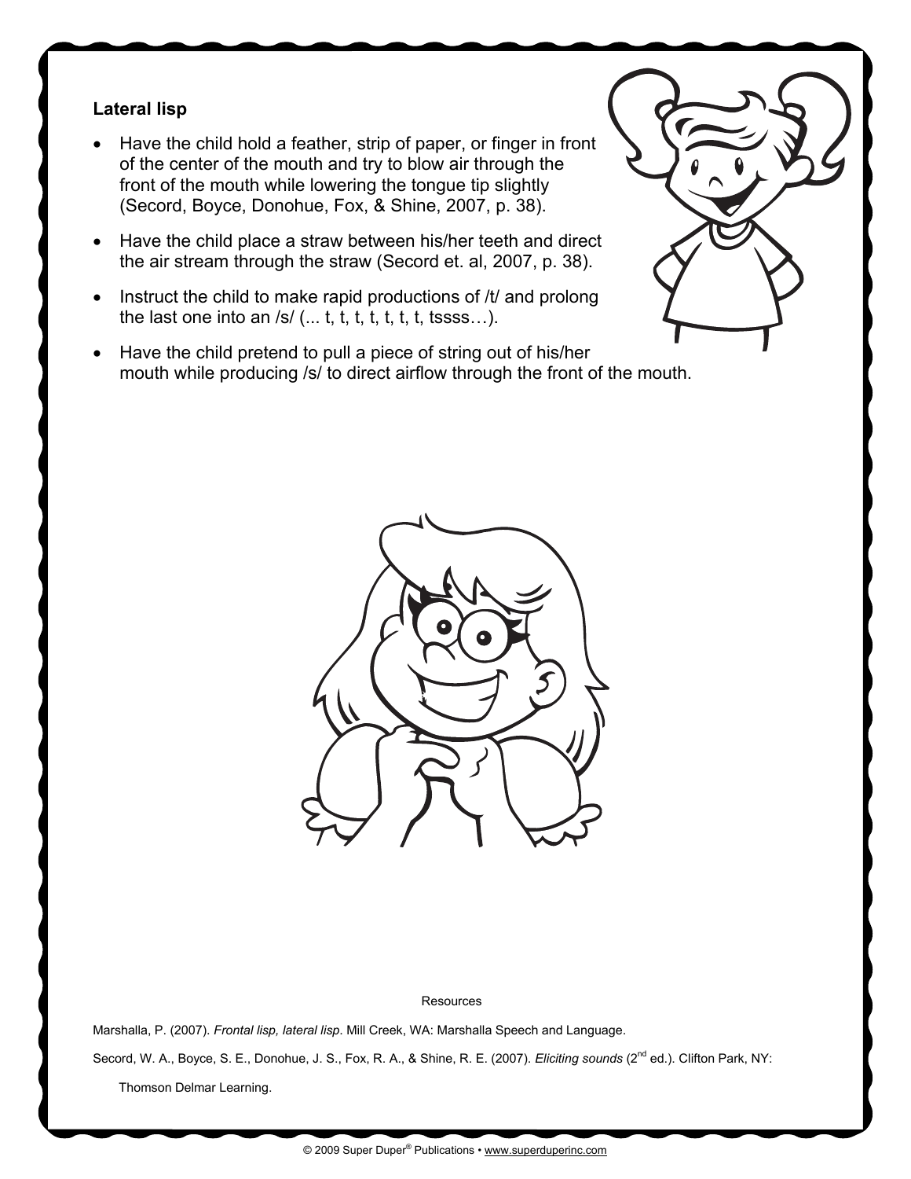### Lateral lisp

- Have the child hold a feather, strip of paper, or finger in front of the center of the mouth and try to blow air through the front of the mouth while lowering the tongue tip slightly (Secord, Boyce, Donohue, Fox, & Shine, 2007, p. 38).
- Have the child place a straw between his/her teeth and direct the air stream through the straw (Secord et. al, 2007, p. 38).
- Instruct the child to make rapid productions of /t/ and prolong the last one into an /s/ (... t, t, t, t, t, t, t, tssss…).
- Have the child pretend to pull a piece of string out of his/her mouth while producing /s/ to direct airflow through the front of the mouth.

Resources

Marshalla, P. (2007). *Frontal lisp, lateral lisp*. Mill Creek, WA: Marshalla Speech and Language.

Secord, W. A., Boyce, S. E., Donohue, J. S., Fox, R. A., & Shine, R. E. (2007). *Eliciting sounds* (2nd ed.). Clifton Park, NY: Thomson Delmar Learning.

© 2009 Super Duper® Publications • www.superduperinc.com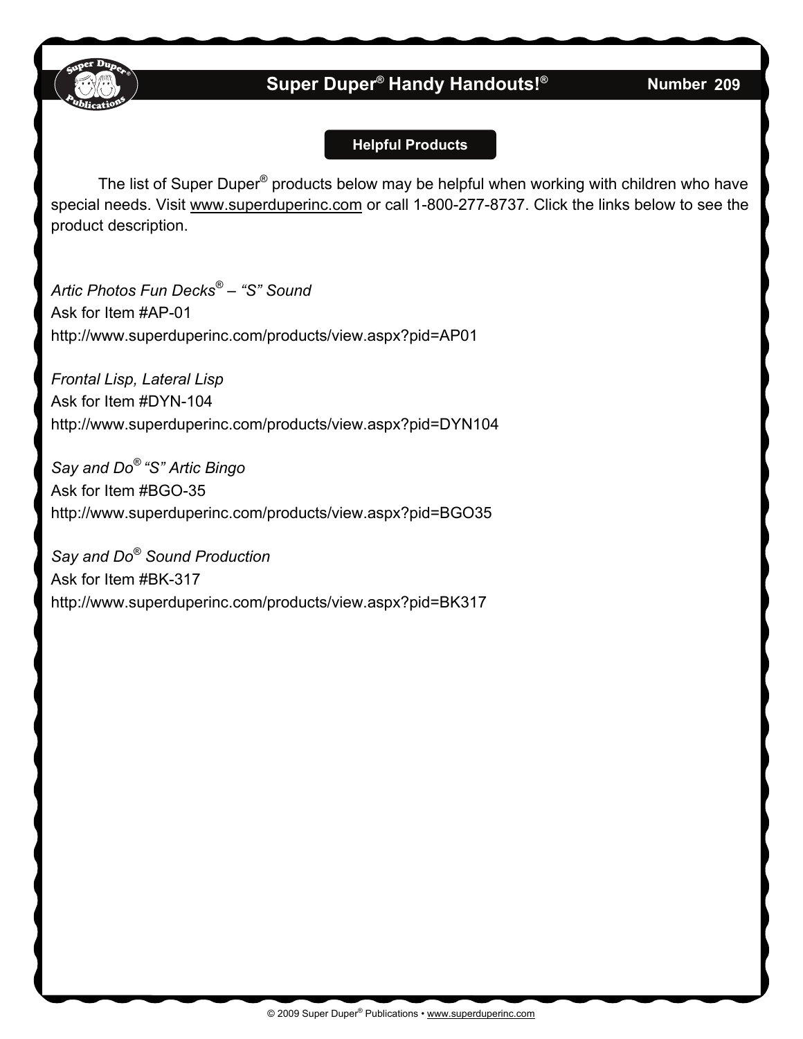## Helpful Products

The list of Super Duper® products below may be helpful when working with children who have special needs. Visit www.superduperinc.com or call 1-800-277-8737. Click the links below to see the product description.

*Artic Photos Fun Decks® – "S" Sound*
Ask for Item #AP-01
http://www.superduperinc.com/products/view.aspx?pid=AP01

*Frontal Lisp, Lateral Lisp*
Ask for Item #DYN-104
http://www.superduperinc.com/products/view.aspx?pid=DYN104

*Say and Do® "S" Artic Bingo*
Ask for Item #BGO-35
http://www.superduperinc.com/products/view.aspx?pid=BGO35

*Say and Do® Sound Production*
Ask for Item #BK-317
http://www.superduperinc.com/products/view.aspx?pid=BK317